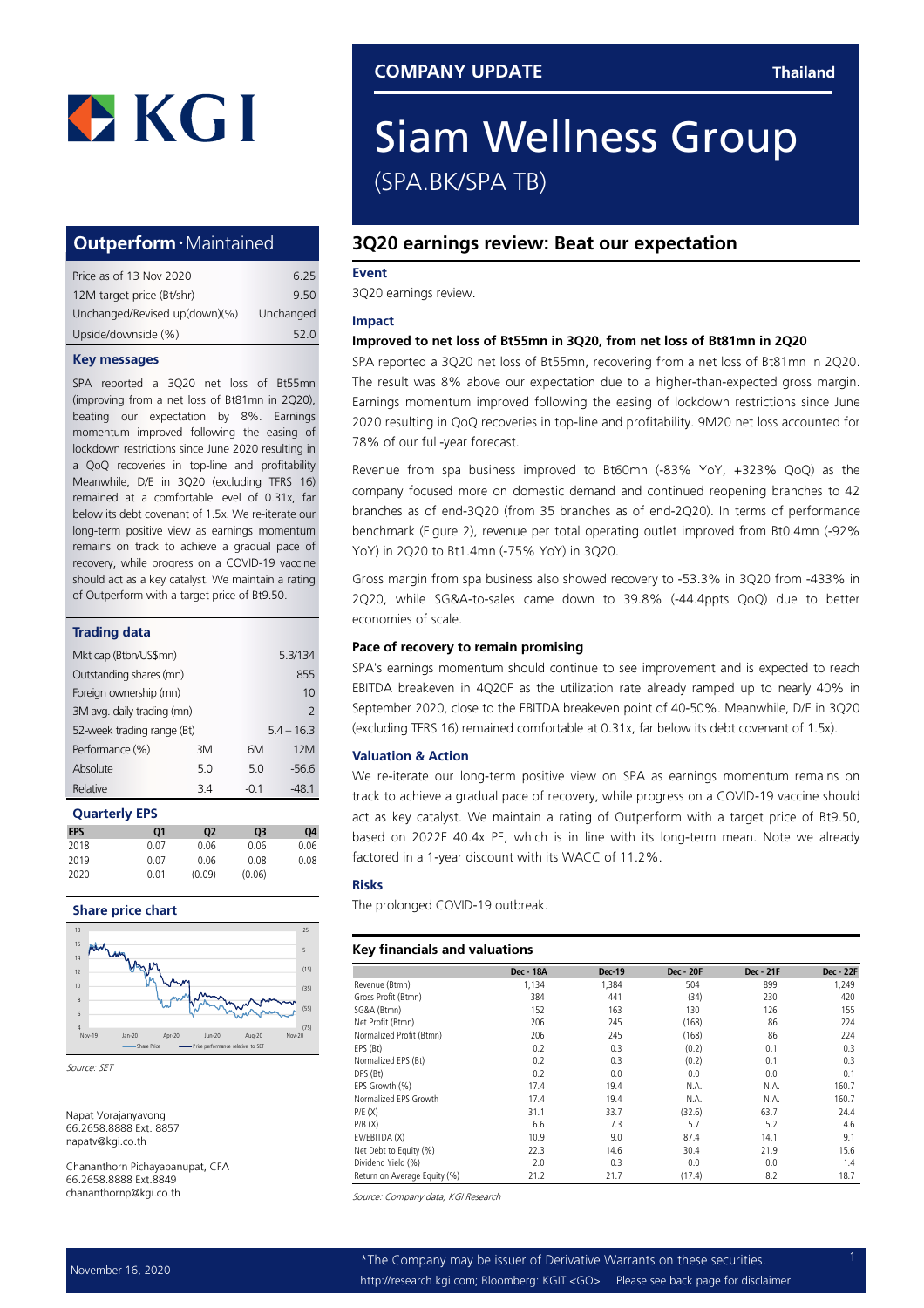# Siam Wellness Group

(SPA.BK/SPA TB)

COMPANY UPDATE — Thailand

## Outperform · Maintained

| | |
|---|---|
| Price as of 13 Nov 2020 | 6.25 |
| 12M target price (Bt/shr) | 9.50 |
| Unchanged/Revised up(down)(%) | Unchanged |
| Upside/downside (%) | 52.0 |

### Key messages

SPA reported a 3Q20 net loss of Bt55mn (improving from a net loss of Bt81mn in 2Q20), beating our expectation by 8%. Earnings momentum improved following the easing of lockdown restrictions since June 2020 resulting in a QoQ recoveries in top-line and profitability Meanwhile, D/E in 3Q20 (excluding TFRS 16) remained at a comfortable level of 0.31x, far below its debt covenant of 1.5x. We re-iterate our long-term positive view as earnings momentum remains on track to achieve a gradual pace of recovery, while progress on a COVID-19 vaccine should act as a key catalyst. We maintain a rating of Outperform with a target price of Bt9.50.

### Trading data

| | | | |
|---|---|---|---|
| Mkt cap (Btbn/US$mn) | | | 5.3/134 |
| Outstanding shares (mn) | | | 855 |
| Foreign ownership (mn) | | | 10 |
| 3M avg. daily trading (mn) | | | 2 |
| 52-week trading range (Bt) | | | 5.4 – 16.3 |
| Performance (%) | 3M | 6M | 12M |
| Absolute | 5.0 | 5.0 | -56.6 |
| Relative | 3.4 | -0.1 | -48.1 |

### Quarterly EPS

| EPS | Q1 | Q2 | Q3 | Q4 |
|---|---|---|---|---|
| 2018 | 0.07 | 0.06 | 0.06 | 0.06 |
| 2019 | 0.07 | 0.06 | 0.08 | 0.08 |
| 2020 | 0.01 | (0.09) | (0.06) | |

### Share price chart

Source: SET

Napat Vorajanyavong
66.2658.8888 Ext. 8857
napatv@kgi.co.th

Chananthorn Pichayapanupat, CFA
66.2658.8888 Ext.8849
chananthornp@kgi.co.th

## 3Q20 earnings review: Beat our expectation

### Event

3Q20 earnings review.

### Impact

**Improved to net loss of Bt55mn in 3Q20, from net loss of Bt81mn in 2Q20**

SPA reported a 3Q20 net loss of Bt55mn, recovering from a net loss of Bt81mn in 2Q20. The result was 8% above our expectation due to a higher-than-expected gross margin. Earnings momentum improved following the easing of lockdown restrictions since June 2020 resulting in QoQ recoveries in top-line and profitability. 9M20 net loss accounted for 78% of our full-year forecast.

Revenue from spa business improved to Bt60mn (-83% YoY, +323% QoQ) as the company focused more on domestic demand and continued reopening branches to 42 branches as of end-3Q20 (from 35 branches as of end-2Q20). In terms of performance benchmark (Figure 2), revenue per total operating outlet improved from Bt0.4mn (-92% YoY) in 2Q20 to Bt1.4mn (-75% YoY) in 3Q20.

Gross margin from spa business also showed recovery to -53.3% in 3Q20 from -433% in 2Q20, while SG&A-to-sales came down to 39.8% (-44.4ppts QoQ) due to better economies of scale.

**Pace of recovery to remain promising**

SPA's earnings momentum should continue to see improvement and is expected to reach EBITDA breakeven in 4Q20F as the utilization rate already ramped up to nearly 40% in September 2020, close to the EBITDA breakeven point of 40-50%. Meanwhile, D/E in 3Q20 (excluding TFRS 16) remained comfortable at 0.31x, far below its debt covenant of 1.5x).

### Valuation & Action

We re-iterate our long-term positive view on SPA as earnings momentum remains on track to achieve a gradual pace of recovery, while progress on a COVID-19 vaccine should act as key catalyst. We maintain a rating of Outperform with a target price of Bt9.50, based on 2022F 40.4x PE, which is in line with its long-term mean. Note we already factored in a 1-year discount with its WACC of 11.2%.

### Risks

The prolonged COVID-19 outbreak.

### Key financials and valuations

| | Dec - 18A | Dec-19 | Dec - 20F | Dec - 21F | Dec - 22F |
|---|---|---|---|---|---|
| Revenue (Btmn) | 1,134 | 1,384 | 504 | 899 | 1,249 |
| Gross Profit (Btmn) | 384 | 441 | (34) | 230 | 420 |
| SG&A (Btmn) | 152 | 163 | 130 | 126 | 155 |
| Net Profit (Btmn) | 206 | 245 | (168) | 86 | 224 |
| Normalized Profit (Btmn) | 206 | 245 | (168) | 86 | 224 |
| EPS (Bt) | 0.2 | 0.3 | (0.2) | 0.1 | 0.3 |
| Normalized EPS (Bt) | 0.2 | 0.3 | (0.2) | 0.1 | 0.3 |
| DPS (Bt) | 0.2 | 0.0 | 0.0 | 0.0 | 0.1 |
| EPS Growth (%) | 17.4 | 19.4 | N.A. | N.A. | 160.7 |
| Normalized EPS Growth | 17.4 | 19.4 | N.A. | N.A. | 160.7 |
| P/E (X) | 31.1 | 33.7 | (32.6) | 63.7 | 24.4 |
| P/B (X) | 6.6 | 7.3 | 5.7 | 5.2 | 4.6 |
| EV/EBITDA (X) | 10.9 | 9.0 | 87.4 | 14.1 | 9.1 |
| Net Debt to Equity (%) | 22.3 | 14.6 | 30.4 | 21.9 | 15.6 |
| Dividend Yield (%) | 2.0 | 0.3 | 0.0 | 0.0 | 1.4 |
| Return on Average Equity (%) | 21.2 | 21.7 | (17.4) | 8.2 | 18.7 |

Source: Company data, KGI Research

November 16, 2020

*The Company may be issuer of Derivative Warrants on these securities.
http://research.kgi.com; Bloomberg: KGIT <GO> Please see back page for disclaimer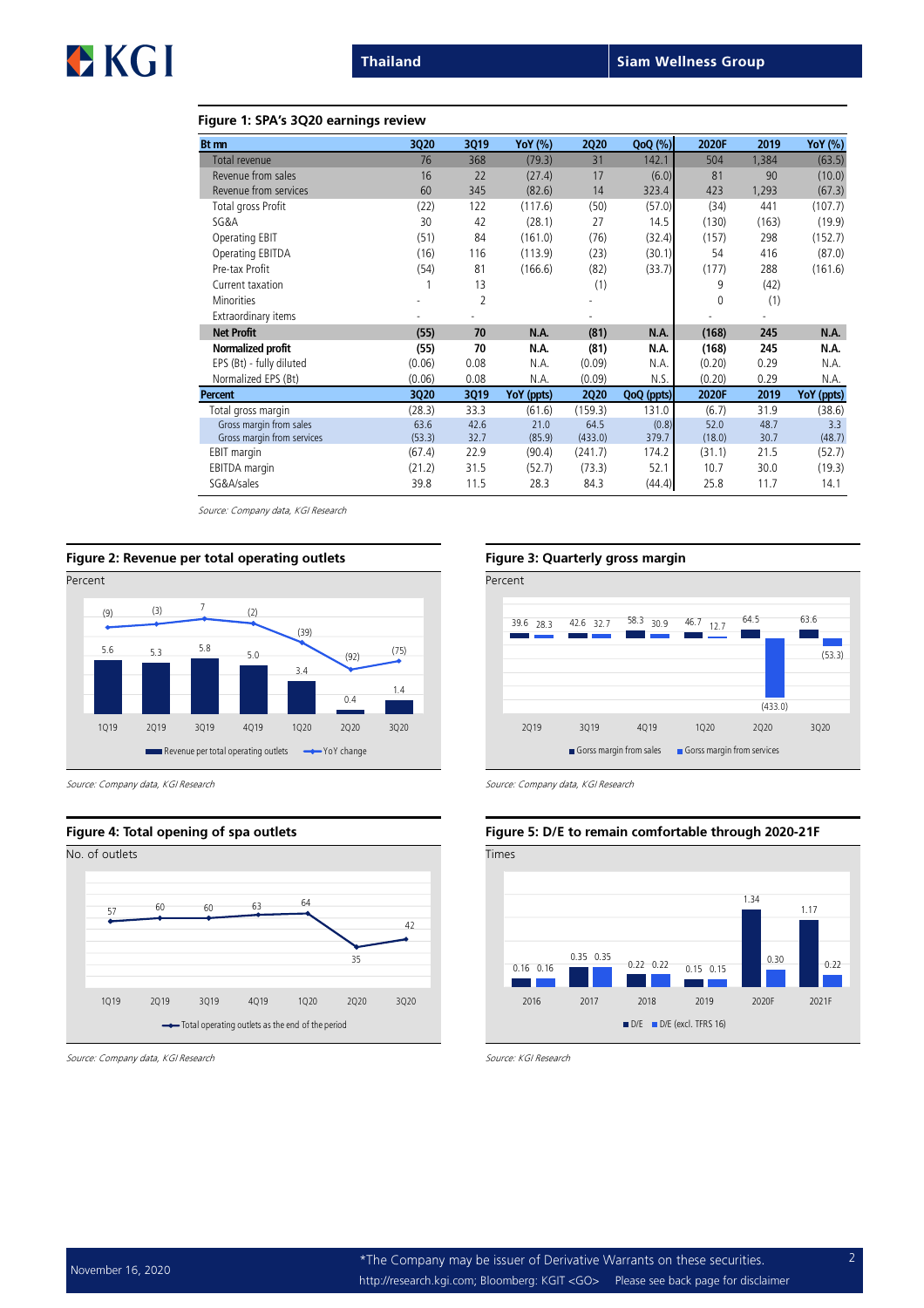### Figure 1: SPA's 3Q20 earnings review

| Bt mn | 3Q20 | 3Q19 | YoY (%) | 2Q20 | QoQ (%) | 2020F | 2019 | YoY (%) |
|---|---|---|---|---|---|---|---|---|
| Total revenue | 76 | 368 | (79.3) | 31 | 142.1 | 504 | 1,384 | (63.5) |
| Revenue from sales | 16 | 22 | (27.4) | 17 | (6.0) | 81 | 90 | (10.0) |
| Revenue from services | 60 | 345 | (82.6) | 14 | 323.4 | 423 | 1,293 | (67.3) |
| Total gross Profit | (22) | 122 | (117.6) | (50) | (57.0) | (34) | 441 | (107.7) |
| SG&A | 30 | 42 | (28.1) | 27 | 14.5 | (130) | (163) | (19.9) |
| Operating EBIT | (51) | 84 | (161.0) | (76) | (32.4) | (157) | 298 | (152.7) |
| Operating EBITDA | (16) | 116 | (113.9) | (23) | (30.1) | 54 | 416 | (87.0) |
| Pre-tax Profit | (54) | 81 | (166.6) | (82) | (33.7) | (177) | 288 | (161.6) |
| Current taxation | 1 | 13 | | (1) | | 9 | (42) | |
| Minorities | - | 2 | | - | | 0 | (1) | |
| Extraordinary items | - | - | | - | | - | - | |
| **Net Profit** | **(55)** | **70** | **N.A.** | **(81)** | **N.A.** | **(168)** | **245** | **N.A.** |
| **Normalized profit** | **(55)** | **70** | **N.A.** | **(81)** | **N.A.** | **(168)** | **245** | **N.A.** |
| EPS (Bt) - fully diluted | (0.06) | 0.08 | N.A. | (0.09) | N.A. | (0.20) | 0.29 | N.A. |
| Normalized EPS (Bt) | (0.06) | 0.08 | N.A. | (0.09) | N.S. | (0.20) | 0.29 | N.A. |
| **Percent** | **3Q20** | **3Q19** | **YoY (ppts)** | **2Q20** | **QoQ (ppts)** | **2020F** | **2019** | **YoY (ppts)** |
| Total gross margin | (28.3) | 33.3 | (61.6) | (159.3) | 131.0 | (6.7) | 31.9 | (38.6) |
| Gross margin from sales | 63.6 | 42.6 | 21.0 | 64.5 | (0.8) | 52.0 | 48.7 | 3.3 |
| Gross margin from services | (53.3) | 32.7 | (85.9) | (433.0) | 379.7 | (18.0) | 30.7 | (48.7) |
| EBIT margin | (67.4) | 22.9 | (90.4) | (241.7) | 174.2 | (31.1) | 21.5 | (52.7) |
| EBITDA margin | (21.2) | 31.5 | (52.7) | (73.3) | 52.1 | 10.7 | 30.0 | (19.3) |
| SG&A/sales | 39.8 | 11.5 | 28.3 | 84.3 | (44.4) | 25.8 | 11.7 | 14.1 |

*Source: Company data, KGI Research*

### Figure 2: Revenue per total operating outlets

Percent

| | 1Q19 | 2Q19 | 3Q19 | 4Q19 | 1Q20 | 2Q20 | 3Q20 |
|---|---|---|---|---|---|---|---|
| Revenue per total operating outlets | 5.6 | 5.3 | 5.8 | 5.0 | 3.4 | 0.4 | 1.4 |
| YoY change | (9) | (3) | 7 | (2) | (39) | (92) | (75) |

*Source: Company data, KGI Research*

### Figure 3: Quarterly gross margin

Percent

| | 2Q19 | 3Q19 | 4Q19 | 1Q20 | 2Q20 | 3Q20 |
|---|---|---|---|---|---|---|
| Gorss margin from sales | 39.6 | 42.6 | 58.3 | 46.7 | 64.5 | 63.6 |
| Gorss margin from services | 28.3 | 32.7 | 30.9 | 12.7 | (433.0) | (53.3) |

*Source: Company data, KGI Research*

### Figure 4: Total opening of spa outlets

No. of outlets

| | 1Q19 | 2Q19 | 3Q19 | 4Q19 | 1Q20 | 2Q20 | 3Q20 |
|---|---|---|---|---|---|---|---|
| Total operating outlets as the end of the period | 57 | 60 | 60 | 63 | 64 | 35 | 42 |

*Source: Company data, KGI Research*

### Figure 5: D/E to remain comfortable through 2020-21F

Times

| | 2016 | 2017 | 2018 | 2019 | 2020F | 2021F |
|---|---|---|---|---|---|---|
| D/E | 0.16 | 0.35 | 0.22 | 0.15 | 1.34 | 1.17 |
| D/E (excl. TFRS 16) | 0.16 | 0.35 | 0.22 | 0.15 | 0.30 | 0.22 |

*Source: KGI Research*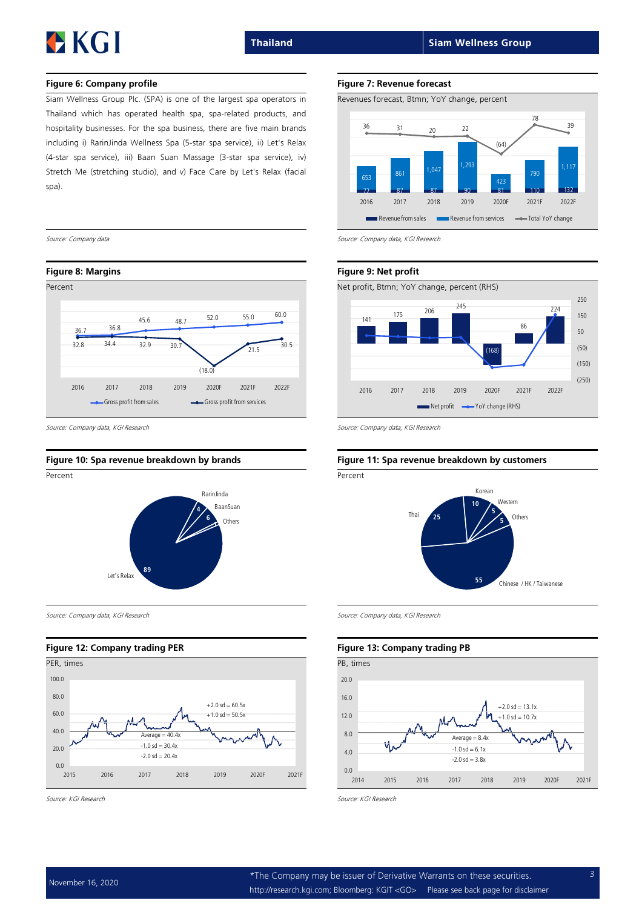**Figure 6: Company profile**

Siam Wellness Group Plc. (SPA) is one of the largest spa operators in Thailand which has operated health spa, spa-related products, and hospitality businesses. For the spa business, there are five main brands including i) RarinJinda Wellness Spa (5-star spa service), ii) Let's Relax (4-star spa service), iii) Baan Suan Massage (3-star spa service), iv) Stretch Me (stretching studio), and v) Face Care by Let's Relax (facial spa).

*Source: Company data*

**Figure 7: Revenue forecast**

Revenues forecast, Btmn; YoY change, percent

| | 2016 | 2017 | 2018 | 2019 | 2020F | 2021F | 2022F |
|---|---|---|---|---|---|---|---|
| Revenue from sales | 72 | 87 | 87 | 90 | 81 | 110 | 132 |
| Revenue from services | 653 | 861 | 1,047 | 1,293 | 423 | 790 | 1,117 |
| Total YoY change | 36 | 31 | 20 | 22 | (64) | 78 | 39 |

*Source: Company data, KGI Research*

**Figure 8: Margins**

Percent

| | 2016 | 2017 | 2018 | 2019 | 2020F | 2021F | 2022F |
|---|---|---|---|---|---|---|---|
| Gross profit from sales | 32.8 | 34.4 | 45.6 | 48.7 | 52.0 | 55.0 | 60.0 |
| Gross profit from services | 36.7 | 36.8 | 32.9 | 30.7 | (18.0) | 21.5 | 30.5 |

*Source: Company data, KGI Research*

**Figure 9: Net profit**

Net profit, Btmn; YoY change, percent (RHS)

| | 2016 | 2017 | 2018 | 2019 | 2020F | 2021F | 2022F |
|---|---|---|---|---|---|---|---|
| Net profit | 141 | 175 | 206 | 245 | (168) | 86 | 224 |

*Source: Company data, KGI Research*

**Figure 10: Spa revenue breakdown by brands**

Percent

| Brand | Percent |
|---|---|
| Let's Relax | 89 |
| BaanSuan | 6 |
| RarinJinda | 4 |
| Others | |

*Source: Company data, KGI Research*

**Figure 11: Spa revenue breakdown by customers**

Percent

| Customer | Percent |
|---|---|
| Chinese / HK / Taiwanese | 55 |
| Thai | 25 |
| Korean | 10 |
| Western | 5 |
| Others | 5 |

*Source: Company data, KGI Research*

**Figure 12: Company trading PER**

PER, times

+2.0 sd = 60.5x; +1.0 sd = 50.5x; Average = 40.4x; -1.0 sd = 30.4x; -2.0 sd = 20.4x

*Source: KGI Research*

**Figure 13: Company trading PB**

PB, times

+2.0 sd = 13.1x; +1.0 sd = 10.7x; Average = 8.4x; -1.0 sd = 6.1x; -2.0 sd = 3.8x

*Source: KGI Research*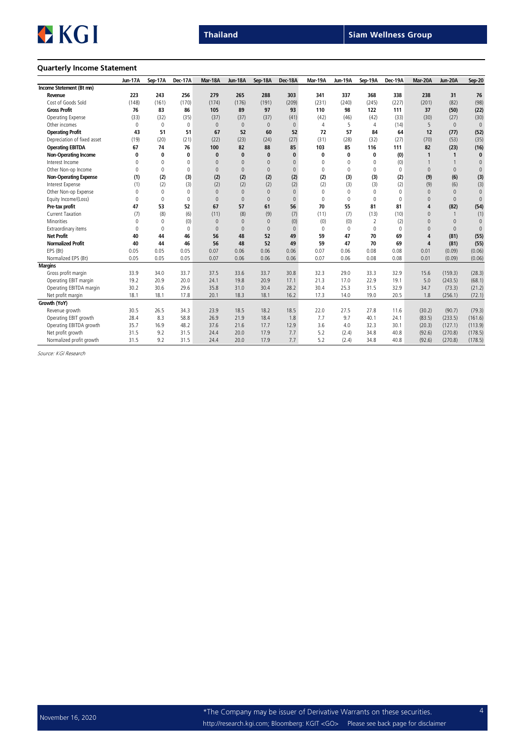## Quarterly Income Statement

| | Jun-17A | Sep-17A | Dec-17A | Mar-18A | Jun-18A | Sep-18A | Dec-18A | Mar-19A | Jun-19A | Sep-19A | Dec-19A | Mar-20A | Jun-20A | Sep-20 |
|---|---|---|---|---|---|---|---|---|---|---|---|---|---|---|
| **Income Stetement (Bt mn)** | | | | | | | | | | | | | | |
| **Revenue** | **223** | **243** | **256** | **279** | **265** | **288** | **303** | **341** | **337** | **368** | **338** | **238** | **31** | **76** |
| Cost of Goods Sold | (148) | (161) | (170) | (174) | (176) | (191) | (209) | (231) | (240) | (245) | (227) | (201) | (82) | (98) |
| **Gross Profit** | **76** | **83** | **86** | **105** | **89** | **97** | **93** | **110** | **98** | **122** | **111** | **37** | **(50)** | **(22)** |
| Operating Expense | (33) | (32) | (35) | (37) | (37) | (37) | (41) | (42) | (46) | (42) | (33) | (30) | (27) | (30) |
| Other incomes | 0 | 0 | 0 | 0 | 0 | 0 | 0 | 4 | 5 | 4 | (14) | 5 | 0 | 0 |
| **Operating Profit** | **43** | **51** | **51** | **67** | **52** | **60** | **52** | **72** | **57** | **84** | **64** | **12** | **(77)** | **(52)** |
| Depreciation of fixed asset | (19) | (20) | (21) | (22) | (23) | (24) | (27) | (31) | (28) | (32) | (27) | (70) | (53) | (35) |
| **Operating EBITDA** | **67** | **74** | **76** | **100** | **82** | **88** | **85** | **103** | **85** | **116** | **111** | **82** | **(23)** | **(16)** |
| **Non-Operating Income** | **0** | **0** | **0** | **0** | **0** | **0** | **0** | **0** | **0** | **0** | **(0)** | **1** | **1** | **0** |
| Interest Income | 0 | 0 | 0 | 0 | 0 | 0 | 0 | 0 | 0 | 0 | (0) | 1 | 1 | 0 |
| Other Non-op Income | 0 | 0 | 0 | 0 | 0 | 0 | 0 | 0 | 0 | 0 | 0 | 0 | 0 | 0 |
| **Non-Operating Expense** | **(1)** | **(2)** | **(3)** | **(2)** | **(2)** | **(2)** | **(2)** | **(2)** | **(3)** | **(3)** | **(2)** | **(9)** | **(6)** | **(3)** |
| Interest Expense | (1) | (2) | (3) | (2) | (2) | (2) | (2) | (2) | (3) | (3) | (2) | (9) | (6) | (3) |
| Other Non-op Expense | 0 | 0 | 0 | 0 | 0 | 0 | 0 | 0 | 0 | 0 | 0 | 0 | 0 | 0 |
| Equity Income/(Loss) | 0 | 0 | 0 | 0 | 0 | 0 | 0 | 0 | 0 | 0 | 0 | 0 | 0 | 0 |
| **Pre-tax profit** | **47** | **53** | **52** | **67** | **57** | **61** | **56** | **70** | **55** | **81** | **81** | **4** | **(82)** | **(54)** |
| Current Taxation | (7) | (8) | (6) | (11) | (8) | (9) | (7) | (11) | (7) | (13) | (10) | 0 | 1 | (1) |
| Minorities | 0 | 0 | (0) | 0 | 0 | 0 | (0) | (0) | (0) | 2 | (2) | 0 | 0 | 0 |
| Extraordinary items | 0 | 0 | 0 | 0 | 0 | 0 | 0 | 0 | 0 | 0 | 0 | 0 | 0 | 0 |
| **Net Profit** | **40** | **44** | **46** | **56** | **48** | **52** | **49** | **59** | **47** | **70** | **69** | **4** | **(81)** | **(55)** |
| **Normalized Profit** | **40** | **44** | **46** | **56** | **48** | **52** | **49** | **59** | **47** | **70** | **69** | **4** | **(81)** | **(55)** |
| EPS (Bt) | 0.05 | 0.05 | 0.05 | 0.07 | 0.06 | 0.06 | 0.06 | 0.07 | 0.06 | 0.08 | 0.08 | 0.01 | (0.09) | (0.06) |
| Normalized EPS (Bt) | 0.05 | 0.05 | 0.05 | 0.07 | 0.06 | 0.06 | 0.06 | 0.07 | 0.06 | 0.08 | 0.08 | 0.01 | (0.09) | (0.06) |
| **Margins** | | | | | | | | | | | | | | |
| Gross profit margin | 33.9 | 34.0 | 33.7 | 37.5 | 33.6 | 33.7 | 30.8 | 32.3 | 29.0 | 33.3 | 32.9 | 15.6 | (159.3) | (28.3) |
| Operating EBIT margin | 19.2 | 20.9 | 20.0 | 24.1 | 19.8 | 20.9 | 17.1 | 21.3 | 17.0 | 22.9 | 19.1 | 5.0 | (243.5) | (68.1) |
| Operating EBITDA margin | 30.2 | 30.6 | 29.6 | 35.8 | 31.0 | 30.4 | 28.2 | 30.4 | 25.3 | 31.5 | 32.9 | 34.7 | (73.3) | (21.2) |
| Net profit margin | 18.1 | 18.1 | 17.8 | 20.1 | 18.3 | 18.1 | 16.2 | 17.3 | 14.0 | 19.0 | 20.5 | 1.8 | (256.1) | (72.1) |
| **Growth (YoY)** | | | | | | | | | | | | | | |
| Revenue growth | 30.5 | 26.5 | 34.3 | 23.9 | 18.5 | 18.2 | 18.5 | 22.0 | 27.5 | 27.8 | 11.6 | (30.2) | (90.7) | (79.3) |
| Operating EBIT growth | 28.4 | 8.3 | 58.8 | 26.9 | 21.9 | 18.4 | 1.8 | 7.7 | 9.7 | 40.1 | 24.1 | (83.5) | (233.5) | (161.6) |
| Operating EBITDA growth | 35.7 | 16.9 | 48.2 | 37.6 | 21.6 | 17.7 | 12.9 | 3.6 | 4.0 | 32.3 | 30.1 | (20.3) | (127.1) | (113.9) |
| Net profit growth | 31.5 | 9.2 | 31.5 | 24.4 | 20.0 | 17.9 | 7.7 | 5.2 | (2.4) | 34.8 | 40.8 | (92.6) | (270.8) | (178.5) |
| Normalized profit growth | 31.5 | 9.2 | 31.5 | 24.4 | 20.0 | 17.9 | 7.7 | 5.2 | (2.4) | 34.8 | 40.8 | (92.6) | (270.8) | (178.5) |

*Source: KGI Research*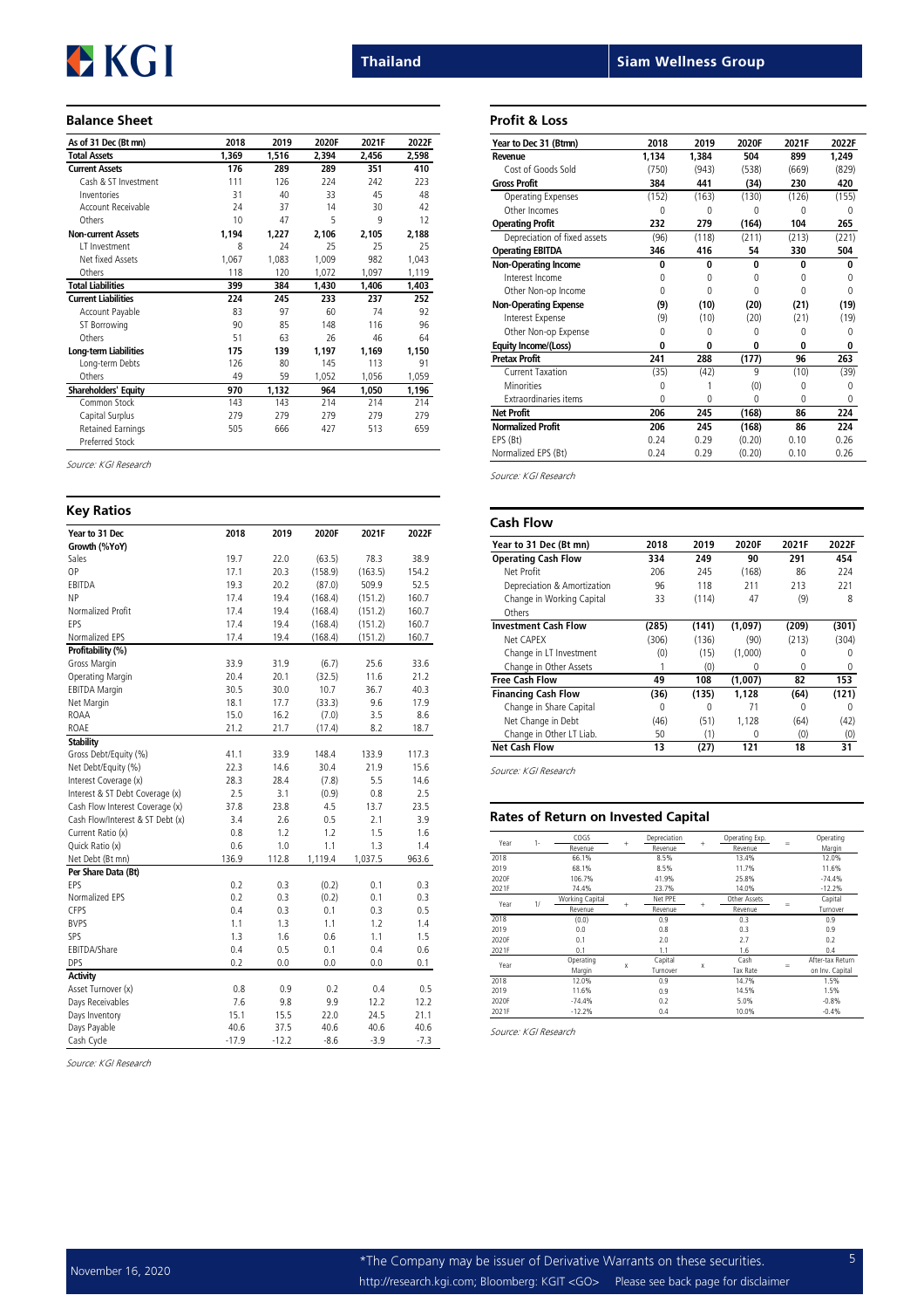## Balance Sheet

| As of 31 Dec (Bt mn) | 2018 | 2019 | 2020F | 2021F | 2022F |
|---|---|---|---|---|---|
| **Total Assets** | **1,369** | **1,516** | **2,394** | **2,456** | **2,598** |
| **Current Assets** | **176** | **289** | **289** | **351** | **410** |
| Cash & ST Investment | 111 | 126 | 224 | 242 | 223 |
| Inventories | 31 | 40 | 33 | 45 | 48 |
| Account Receivable | 24 | 37 | 14 | 30 | 42 |
| Others | 10 | 47 | 5 | 9 | 12 |
| **Non-current Assets** | **1,194** | **1,227** | **2,106** | **2,105** | **2,188** |
| LT Investment | 8 | 24 | 25 | 25 | 25 |
| Net fixed Assets | 1,067 | 1,083 | 1,009 | 982 | 1,043 |
| Others | 118 | 120 | 1,072 | 1,097 | 1,119 |
| **Total Liabilities** | **399** | **384** | **1,430** | **1,406** | **1,403** |
| **Current Liabilities** | **224** | **245** | **233** | **237** | **252** |
| Account Payable | 83 | 97 | 60 | 74 | 92 |
| ST Borrowing | 90 | 85 | 148 | 116 | 96 |
| Others | 51 | 63 | 26 | 46 | 64 |
| **Long-term Liabilities** | **175** | **139** | **1,197** | **1,169** | **1,150** |
| Long-term Debts | 126 | 80 | 145 | 113 | 91 |
| Others | 49 | 59 | 1,052 | 1,056 | 1,059 |
| **Shareholders' Equity** | **970** | **1,132** | **964** | **1,050** | **1,196** |
| Common Stock | 143 | 143 | 214 | 214 | 214 |
| Capital Surplus | 279 | 279 | 279 | 279 | 279 |
| Retained Earnings | 505 | 666 | 427 | 513 | 659 |
| Preferred Stock | | | | | |

*Source: KGI Research*

## Key Ratios

| Year to 31 Dec | 2018 | 2019 | 2020F | 2021F | 2022F |
|---|---|---|---|---|---|
| **Growth (%YoY)** | | | | | |
| Sales | 19.7 | 22.0 | (63.5) | 78.3 | 38.9 |
| OP | 17.1 | 20.3 | (158.9) | (163.5) | 154.2 |
| EBITDA | 19.3 | 20.2 | (87.0) | 509.9 | 52.5 |
| NP | 17.4 | 19.4 | (168.4) | (151.2) | 160.7 |
| Normalized Profit | 17.4 | 19.4 | (168.4) | (151.2) | 160.7 |
| EPS | 17.4 | 19.4 | (168.4) | (151.2) | 160.7 |
| Normalized EPS | 17.4 | 19.4 | (168.4) | (151.2) | 160.7 |
| **Profitability (%)** | | | | | |
| Gross Margin | 33.9 | 31.9 | (6.7) | 25.6 | 33.6 |
| Operating Margin | 20.4 | 20.1 | (32.5) | 11.6 | 21.2 |
| EBITDA Margin | 30.5 | 30.0 | 10.7 | 36.7 | 40.3 |
| Net Margin | 18.1 | 17.7 | (33.3) | 9.6 | 17.9 |
| ROAA | 15.0 | 16.2 | (7.0) | 3.5 | 8.6 |
| ROAE | 21.2 | 21.7 | (17.4) | 8.2 | 18.7 |
| **Stability** | | | | | |
| Gross Debt/Equity (%) | 41.1 | 33.9 | 148.4 | 133.9 | 117.3 |
| Net Debt/Equity (%) | 22.3 | 14.6 | 30.4 | 21.9 | 15.6 |
| Interest Coverage (x) | 28.3 | 28.4 | (7.8) | 5.5 | 14.6 |
| Interest & ST Debt Coverage (x) | 2.5 | 3.1 | (0.9) | 0.8 | 2.5 |
| Cash Flow Interest Coverage (x) | 37.8 | 23.8 | 4.5 | 13.7 | 23.5 |
| Cash Flow/Interest & ST Debt (x) | 3.4 | 2.6 | 0.5 | 2.1 | 3.9 |
| Current Ratio (x) | 0.8 | 1.2 | 1.2 | 1.5 | 1.6 |
| Quick Ratio (x) | 0.6 | 1.0 | 1.1 | 1.3 | 1.4 |
| Net Debt (Bt mn) | 136.9 | 112.8 | 1,119.4 | 1,037.5 | 963.6 |
| **Per Share Data (Bt)** | | | | | |
| EPS | 0.2 | 0.3 | (0.2) | 0.1 | 0.3 |
| Normalized EPS | 0.2 | 0.3 | (0.2) | 0.1 | 0.3 |
| CFPS | 0.4 | 0.3 | 0.1 | 0.3 | 0.5 |
| BVPS | 1.1 | 1.3 | 1.1 | 1.2 | 1.4 |
| SPS | 1.3 | 1.6 | 0.6 | 1.1 | 1.5 |
| EBITDA/Share | 0.4 | 0.5 | 0.1 | 0.4 | 0.6 |
| DPS | 0.2 | 0.0 | 0.0 | 0.0 | 0.1 |
| **Activity** | | | | | |
| Asset Turnover (x) | 0.8 | 0.9 | 0.2 | 0.4 | 0.5 |
| Days Receivables | 7.6 | 9.8 | 9.9 | 12.2 | 12.2 |
| Days Inventory | 15.1 | 15.5 | 22.0 | 24.5 | 21.1 |
| Days Payable | 40.6 | 37.5 | 40.6 | 40.6 | 40.6 |
| Cash Cycle | -17.9 | -12.2 | -8.6 | -3.9 | -7.3 |

*Source: KGI Research*

## Profit & Loss

| Year to Dec 31 (Btmn) | 2018 | 2019 | 2020F | 2021F | 2022F |
|---|---|---|---|---|---|
| **Revenue** | **1,134** | **1,384** | **504** | **899** | **1,249** |
| Cost of Goods Sold | (750) | (943) | (538) | (669) | (829) |
| **Gross Profit** | **384** | **441** | **(34)** | **230** | **420** |
| Operating Expenses | (152) | (163) | (130) | (126) | (155) |
| Other Incomes | 0 | 0 | 0 | 0 | 0 |
| **Operating Profit** | **232** | **279** | **(164)** | **104** | **265** |
| Depreciation of fixed assets | (96) | (118) | (211) | (213) | (221) |
| **Operating EBITDA** | **346** | **416** | **54** | **330** | **504** |
| **Non-Operating Income** | **0** | **0** | **0** | **0** | **0** |
| Interest Income | 0 | 0 | 0 | 0 | 0 |
| Other Non-op Income | 0 | 0 | 0 | 0 | 0 |
| **Non-Operating Expense** | **(9)** | **(10)** | **(20)** | **(21)** | **(19)** |
| Interest Expense | (9) | (10) | (20) | (21) | (19) |
| Other Non-op Expense | 0 | 0 | 0 | 0 | 0 |
| **Equity Income/(Loss)** | **0** | **0** | **0** | **0** | **0** |
| **Pretax Profit** | **241** | **288** | **(177)** | **96** | **263** |
| Current Taxation | (35) | (42) | 9 | (10) | (39) |
| Minorities | 0 | 1 | (0) | 0 | 0 |
| Extraordinaries items | 0 | 0 | 0 | 0 | 0 |
| **Net Profit** | **206** | **245** | **(168)** | **86** | **224** |
| **Normalized Profit** | **206** | **245** | **(168)** | **86** | **224** |
| EPS (Bt) | 0.24 | 0.29 | (0.20) | 0.10 | 0.26 |
| Normalized EPS (Bt) | 0.24 | 0.29 | (0.20) | 0.10 | 0.26 |

*Source: KGI Research*

## Cash Flow

| Year to 31 Dec (Bt mn) | 2018 | 2019 | 2020F | 2021F | 2022F |
|---|---|---|---|---|---|
| **Operating Cash Flow** | **334** | **249** | **90** | **291** | **454** |
| Net Profit | 206 | 245 | (168) | 86 | 224 |
| Depreciation & Amortization | 96 | 118 | 211 | 213 | 221 |
| Change in Working Capital | 33 | (114) | 47 | (9) | 8 |
| Others | | | | | |
| **Investment Cash Flow** | **(285)** | **(141)** | **(1,097)** | **(209)** | **(301)** |
| Net CAPEX | (306) | (136) | (90) | (213) | (304) |
| Change in LT Investment | (0) | (15) | (1,000) | 0 | 0 |
| Change in Other Assets | 1 | (0) | 0 | 0 | 0 |
| **Free Cash Flow** | **49** | **108** | **(1,007)** | **82** | **153** |
| **Financing Cash Flow** | **(36)** | **(135)** | **1,128** | **(64)** | **(121)** |
| Change in Share Capital | 0 | 0 | 71 | 0 | 0 |
| Net Change in Debt | (46) | (51) | 1,128 | (64) | (42) |
| Change in Other LT Liab. | 50 | (1) | 0 | (0) | (0) |
| **Net Cash Flow** | **13** | **(27)** | **121** | **18** | **31** |

*Source: KGI Research*

## Rates of Return on Invested Capital

| Year | 1- | COGS / Revenue | + | Depreciation / Revenue | + | Operating Exp. / Revenue | = | Operating Margin |
|---|---|---|---|---|---|---|---|---|
| 2018 | | 66.1% | | 8.5% | | 13.4% | | 12.0% |
| 2019 | | 68.1% | | 8.5% | | 11.7% | | 11.6% |
| 2020F | | 106.7% | | 41.9% | | 25.8% | | -74.4% |
| 2021F | | 74.4% | | 23.7% | | 14.0% | | -12.2% |

| Year | 1/ | Working Capital / Revenue | + | Net PPE / Revenue | + | Other Assets / Revenue | = | Capital Turnover |
|---|---|---|---|---|---|---|---|---|
| 2018 | | (0.0) | | 0.9 | | 0.3 | | 0.9 |
| 2019 | | 0.0 | | 0.8 | | 0.3 | | 0.9 |
| 2020F | | 0.1 | | 2.0 | | 2.7 | | 0.2 |
| 2021F | | 0.1 | | 1.1 | | 1.6 | | 0.4 |

| Year | Operating Margin | x | Capital Turnover | x | Cash Tax Rate | = | After-tax Return on Inv. Capital |
|---|---|---|---|---|---|---|---|
| 2018 | 12.0% | | 0.9 | | 14.7% | | 1.5% |
| 2019 | 11.6% | | 0.9 | | 14.5% | | 1.5% |
| 2020F | -74.4% | | 0.2 | | 5.0% | | -0.8% |
| 2021F | -12.2% | | 0.4 | | 10.0% | | -0.4% |

*Source: KGI Research*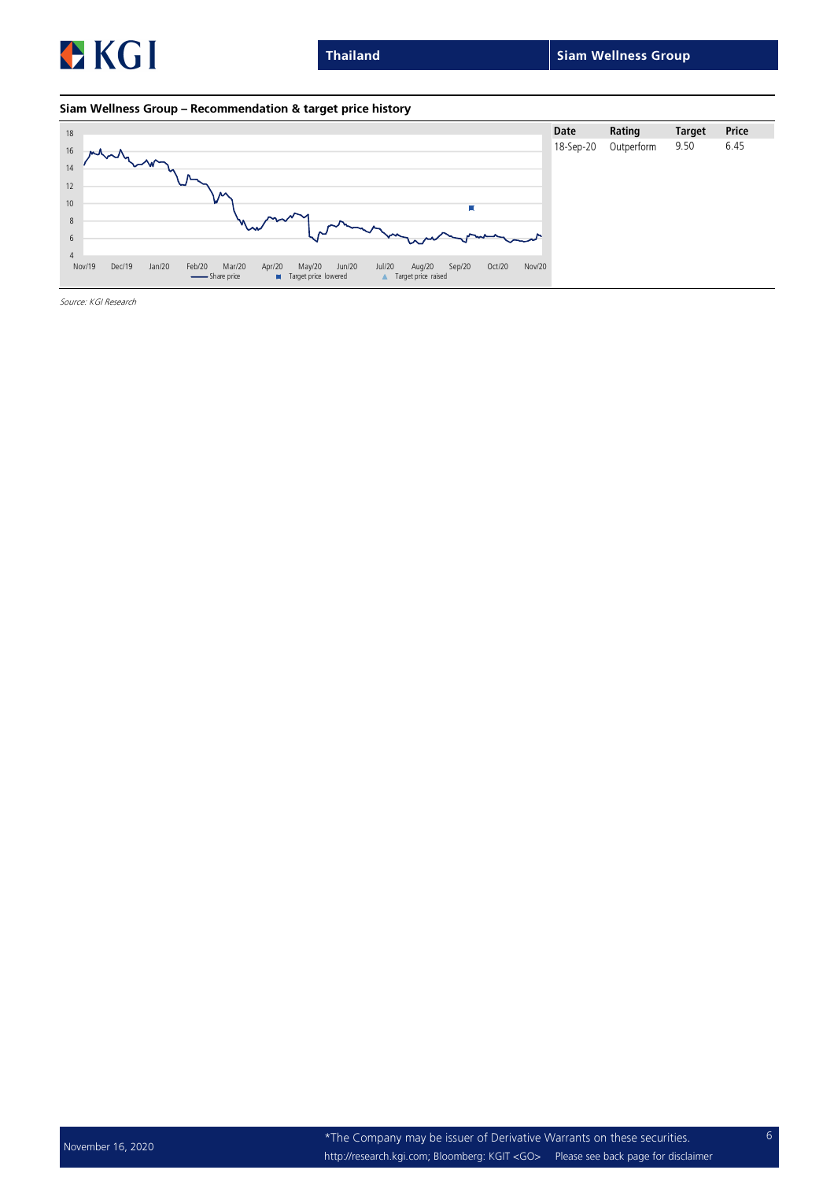**Siam Wellness Group – Recommendation & target price history**

| Date | Rating | Target | Price |
| --- | --- | --- | --- |
| 18-Sep-20 | Outperform | 9.50 | 6.45 |

*Source: KGI Research*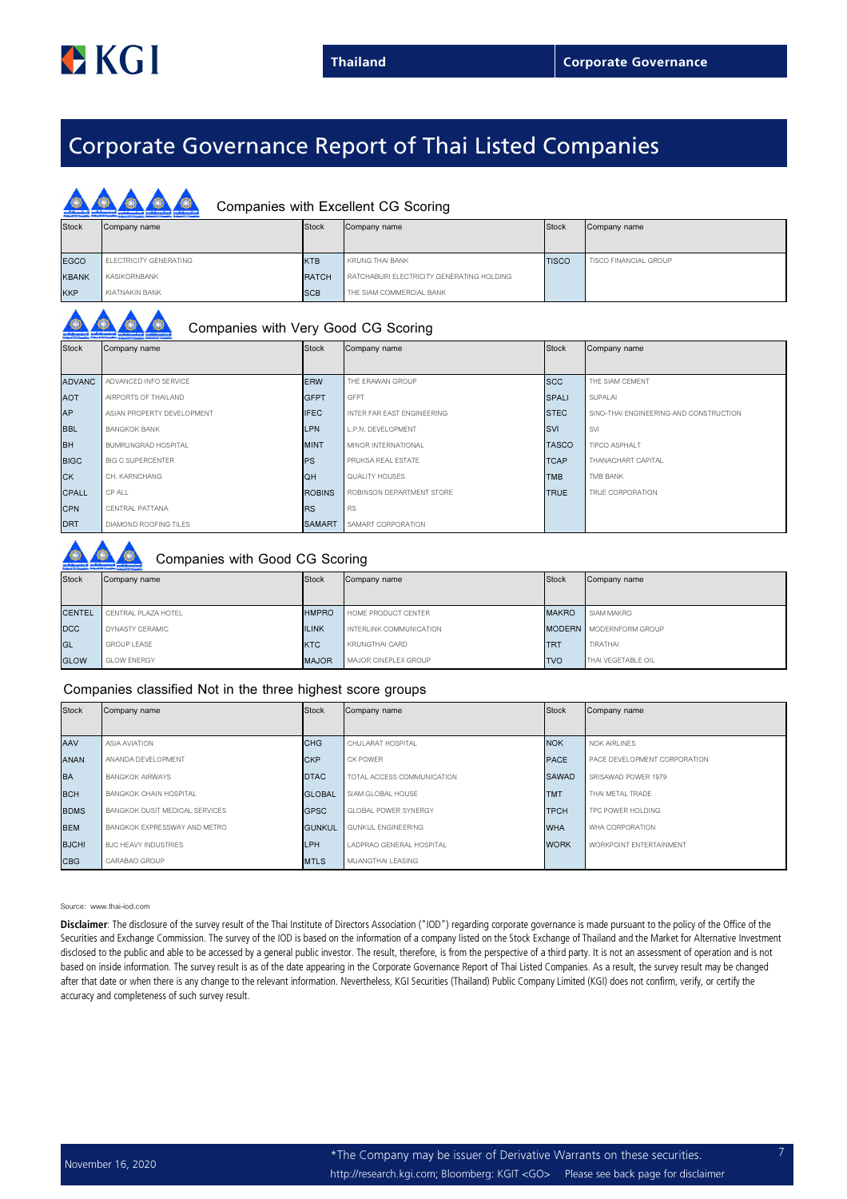# Corporate Governance Report of Thai Listed Companies

## Companies with Excellent CG Scoring

| Stock | Company name | Stock | Company name | Stock | Company name |
|---|---|---|---|---|---|
| EGCO | ELECTRICITY GENERATING | KTB | KRUNG THAI BANK | TISCO | TISCO FINANCIAL GROUP |
| KBANK | KASIKORNBANK | RATCH | RATCHABURI ELECTRICITY GENERATING HOLDING | | |
| KKP | KIATNAKIN BANK | SCB | THE SIAM COMMERCIAL BANK | | |

## Companies with Very Good CG Scoring

| Stock | Company name | Stock | Company name | Stock | Company name |
|---|---|---|---|---|---|
| ADVANC | ADVANCED INFO SERVICE | ERW | THE ERAWAN GROUP | SCC | THE SIAM CEMENT |
| AOT | AIRPORTS OF THAILAND | GFPT | GFPT | SPALI | SUPALAI |
| AP | ASIAN PROPERTY DEVELOPMENT | IFEC | INTER FAR EAST ENGINEERING | STEC | SINO-THAI ENGINEERING AND CONSTRUCTION |
| BBL | BANGKOK BANK | LPN | L.P.N. DEVELOPMENT | SVI | SVI |
| BH | BUMRUNGRAD HOSPITAL | MINT | MINOR INTERNATIONAL | TASCO | TIPCO ASPHALT |
| BIGC | BIG C SUPERCENTER | PS | PRUKSA REAL ESTATE | TCAP | THANACHART CAPITAL |
| CK | CH. KARNCHANG | QH | QUALITY HOUSES | TMB | TMB BANK |
| CPALL | CP ALL | ROBINS | ROBINSON DEPARTMENT STORE | TRUE | TRUE CORPORATION |
| CPN | CENTRAL PATTANA | RS | RS | | |
| DRT | DIAMOND ROOFING TILES | SAMART | SAMART CORPORATION | | |

## Companies with Good CG Scoring

| Stock | Company name | Stock | Company name | Stock | Company name |
|---|---|---|---|---|---|
| CENTEL | CENTRAL PLAZA HOTEL | HMPRO | HOME PRODUCT CENTER | MAKRO | SIAM MAKRO |
| DCC | DYNASTY CERAMIC | ILINK | INTERLINK COMMUNICATION | MODERN | MODERNFORM GROUP |
| GL | GROUP LEASE | KTC | KRUNGTHAI CARD | TRT | TIRATHAI |
| GLOW | GLOW ENERGY | MAJOR | MAJOR CINEPLEX GROUP | TVO | THAI VEGETABLE OIL |

## Companies classified Not in the three highest score groups

| Stock | Company name | Stock | Company name | Stock | Company name |
|---|---|---|---|---|---|
| AAV | ASIA AVIATION | CHG | CHULARAT HOSPITAL | NOK | NOK AIRLINES |
| ANAN | ANANDA DEVELOPMENT | CKP | CK POWER | PACE | PACE DEVELOPMENT CORPORATION |
| BA | BANGKOK AIRWAYS | DTAC | TOTAL ACCESS COMMUNICATION | SAWAD | SRISAWAD POWER 1979 |
| BCH | BANGKOK CHAIN HOSPITAL | GLOBAL | SIAM GLOBAL HOUSE | TMT | THAI METAL TRADE |
| BDMS | BANGKOK DUSIT MEDICAL SERVICES | GPSC | GLOBAL POWER SYNERGY | TPCH | TPC POWER HOLDING |
| BEM | BANGKOK EXPRESSWAY AND METRO | GUNKUL | GUNKUL ENGINEERING | WHA | WHA CORPORATION |
| BJCHI | BJC HEAVY INDUSTRIES | LPH | LADPRAO GENERAL HOSPITAL | WORK | WORKPOINT ENTERTAINMENT |
| CBG | CARABAO GROUP | MTLS | MUANGTHAI LEASING | | |

Source: www.thai-iod.com

**Disclaimer**: The disclosure of the survey result of the Thai Institute of Directors Association ("IOD") regarding corporate governance is made pursuant to the policy of the Office of the Securities and Exchange Commission. The survey of the IOD is based on the information of a company listed on the Stock Exchange of Thailand and the Market for Alternative Investment disclosed to the public and able to be accessed by a general public investor. The result, therefore, is from the perspective of a third party. It is not an assessment of operation and is not based on inside information. The survey result is as of the date appearing in the Corporate Governance Report of Thai Listed Companies. As a result, the survey result may be changed after that date or when there is any change to the relevant information. Nevertheless, KGI Securities (Thailand) Public Company Limited (KGI) does not confirm, verify, or certify the accuracy and completeness of such survey result.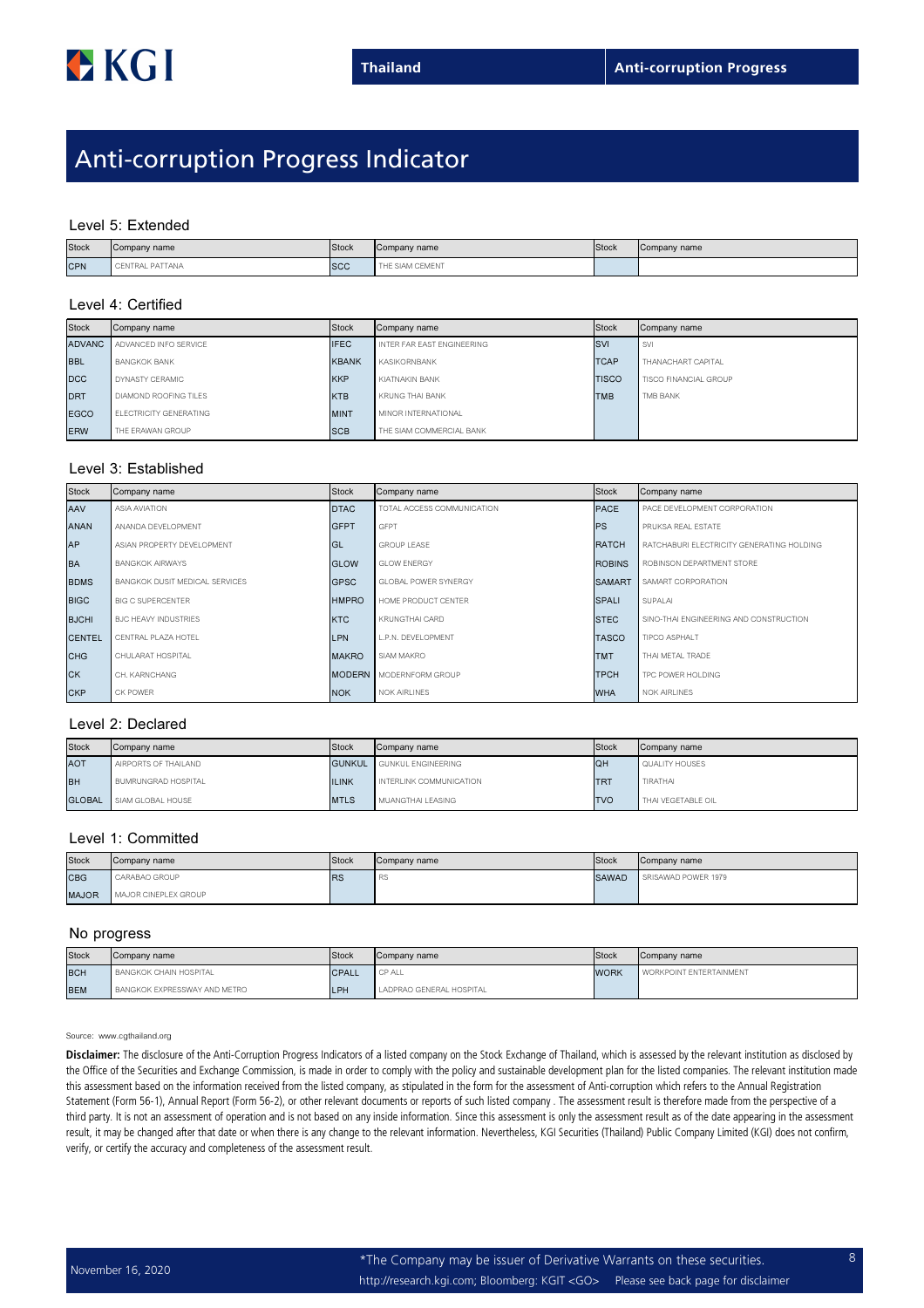# Anti-corruption Progress Indicator

### Level 5: Extended

| Stock | Company name | Stock | Company name | Stock | Company name |
|---|---|---|---|---|---|
| CPN | CENTRAL PATTANA | SCC | THE SIAM CEMENT | | |

### Level 4: Certified

| Stock | Company name | Stock | Company name | Stock | Company name |
|---|---|---|---|---|---|
| ADVANC | ADVANCED INFO SERVICE | IFEC | INTER FAR EAST ENGINEERING | SVI | SVI |
| BBL | BANGKOK BANK | KBANK | KASIKORNBANK | TCAP | THANACHART CAPITAL |
| DCC | DYNASTY CERAMIC | KKP | KIATNAKIN BANK | TISCO | TISCO FINANCIAL GROUP |
| DRT | DIAMOND ROOFING TILES | KTB | KRUNG THAI BANK | TMB | TMB BANK |
| EGCO | ELECTRICITY GENERATING | MINT | MINOR INTERNATIONAL | | |
| ERW | THE ERAWAN GROUP | SCB | THE SIAM COMMERCIAL BANK | | |

### Level 3: Established

| Stock | Company name | Stock | Company name | Stock | Company name |
|---|---|---|---|---|---|
| AAV | ASIA AVIATION | DTAC | TOTAL ACCESS COMMUNICATION | PACE | PACE DEVELOPMENT CORPORATION |
| ANAN | ANANDA DEVELOPMENT | GFPT | GFPT | PS | PRUKSA REAL ESTATE |
| AP | ASIAN PROPERTY DEVELOPMENT | GL | GROUP LEASE | RATCH | RATCHABURI ELECTRICITY GENERATING HOLDING |
| BA | BANGKOK AIRWAYS | GLOW | GLOW ENERGY | ROBINS | ROBINSON DEPARTMENT STORE |
| BDMS | BANGKOK DUSIT MEDICAL SERVICES | GPSC | GLOBAL POWER SYNERGY | SAMART | SAMART CORPORATION |
| BIGC | BIG C SUPERCENTER | HMPRO | HOME PRODUCT CENTER | SPALI | SUPALAI |
| BJCHI | BJC HEAVY INDUSTRIES | KTC | KRUNGTHAI CARD | STEC | SINO-THAI ENGINEERING AND CONSTRUCTION |
| CENTEL | CENTRAL PLAZA HOTEL | LPN | L.P.N. DEVELOPMENT | TASCO | TIPCO ASPHALT |
| CHG | CHULARAT HOSPITAL | MAKRO | SIAM MAKRO | TMT | THAI METAL TRADE |
| CK | CH. KARNCHANG | MODERN | MODERNFORM GROUP | TPCH | TPC POWER HOLDING |
| CKP | CK POWER | NOK | NOK AIRLINES | WHA | NOK AIRLINES |

### Level 2: Declared

| Stock | Company name | Stock | Company name | Stock | Company name |
|---|---|---|---|---|---|
| AOT | AIRPORTS OF THAILAND | GUNKUL | GUNKUL ENGINEERING | QH | QUALITY HOUSES |
| BH | BUMRUNGRAD HOSPITAL | ILINK | INTERLINK COMMUNICATION | TRT | TIRATHAI |
| GLOBAL | SIAM GLOBAL HOUSE | MTLS | MUANGTHAI LEASING | TVO | THAI VEGETABLE OIL |

### Level 1: Committed

| Stock | Company name | Stock | Company name | Stock | Company name |
|---|---|---|---|---|---|
| CBG | CARABAO GROUP | RS | RS | SAWAD | SRISAWAD POWER 1979 |
| MAJOR | MAJOR CINEPLEX GROUP | | | | |

### No progress

| Stock | Company name | Stock | Company name | Stock | Company name |
|---|---|---|---|---|---|
| BCH | BANGKOK CHAIN HOSPITAL | CPALL | CP ALL | WORK | WORKPOINT ENTERTAINMENT |
| BEM | BANGKOK EXPRESSWAY AND METRO | LPH | LADPRAO GENERAL HOSPITAL | | |

Source: www.cgthailand.org

**Disclaimer:** The disclosure of the Anti-Corruption Progress Indicators of a listed company on the Stock Exchange of Thailand, which is assessed by the relevant institution as disclosed by the Office of the Securities and Exchange Commission, is made in order to comply with the policy and sustainable development plan for the listed companies. The relevant institution made this assessment based on the information received from the listed company, as stipulated in the form for the assessment of Anti-corruption which refers to the Annual Registration Statement (Form 56-1), Annual Report (Form 56-2), or other relevant documents or reports of such listed company . The assessment result is therefore made from the perspective of a third party. It is not an assessment of operation and is not based on any inside information. Since this assessment is only the assessment result as of the date appearing in the assessment result, it may be changed after that date or when there is any change to the relevant information. Nevertheless, KGI Securities (Thailand) Public Company Limited (KGI) does not confirm, verify, or certify the accuracy and completeness of the assessment result.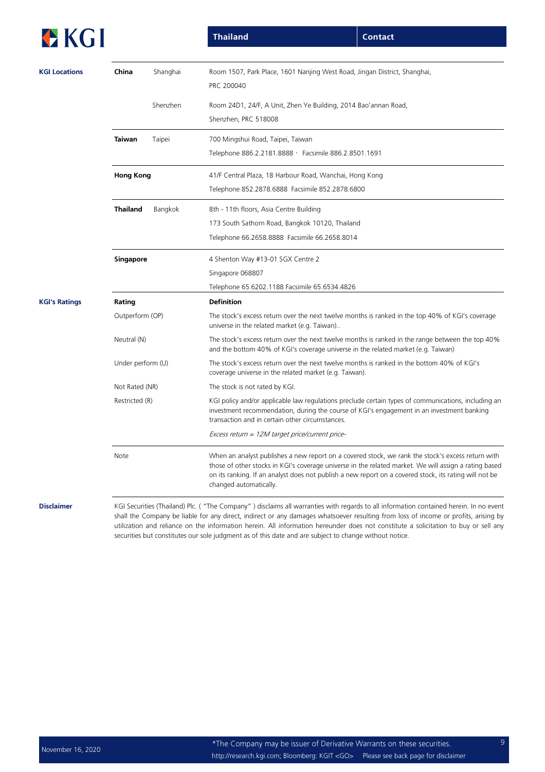## KGI Locations

| | | |
|---|---|---|
| **China** | Shanghai | Room 1507, Park Place, 1601 Nanjing West Road, Jingan District, Shanghai, PRC 200040 |
| | Shenzhen | Room 24D1, 24/F, A Unit, Zhen Ye Building, 2014 Bao'annan Road, Shenzhen, PRC 518008 |
| **Taiwan** | Taipei | 700 Mingshui Road, Taipei, Taiwan<br>Telephone 886.2.2181.8888 · Facsimile 886.2.8501.1691 |
| **Hong Kong** | | 41/F Central Plaza, 18 Harbour Road, Wanchai, Hong Kong<br>Telephone 852.2878.6888 Facsimile 852.2878.6800 |
| **Thailand** | Bangkok | 8th - 11th floors, Asia Centre Building<br>173 South Sathorn Road, Bangkok 10120, Thailand<br>Telephone 66.2658.8888 Facsimile 66.2658.8014 |
| **Singapore** | | 4 Shenton Way #13-01 SGX Centre 2<br>Singapore 068807<br>Telephone 65.6202.1188 Facsimile 65.6534.4826 |

## KGI's Ratings

| Rating | Definition |
|---|---|
| Outperform (OP) | The stock's excess return over the next twelve months is ranked in the top 40% of KGI's coverage universe in the related market (e.g. Taiwan).. |
| Neutral (N) | The stock's excess return over the next twelve months is ranked in the range between the top 40% and the bottom 40% of KGI's coverage universe in the related market (e.g. Taiwan) |
| Under perform (U) | The stock's excess return over the next twelve months is ranked in the bottom 40% of KGI's coverage universe in the related market (e.g. Taiwan). |
| Not Rated (NR) | The stock is not rated by KGI. |
| Restricted (R) | KGI policy and/or applicable law regulations preclude certain types of communications, including an investment recommendation, during the course of KGI's engagement in an investment banking transaction and in certain other circumstances. |
| | *Excess return = 12M target price/current price-* |
| Note | When an analyst publishes a new report on a covered stock, we rank the stock's excess return with those of other stocks in KGI's coverage universe in the related market. We will assign a rating based on its ranking. If an analyst does not publish a new report on a covered stock, its rating will not be changed automatically. |

## Disclaimer

KGI Securities (Thailand) Plc. ( "The Company" ) disclaims all warranties with regards to all information contained herein. In no event shall the Company be liable for any direct, indirect or any damages whatsoever resulting from loss of income or profits, arising by utilization and reliance on the information herein. All information hereunder does not constitute a solicitation to buy or sell any securities but constitutes our sole judgment as of this date and are subject to change without notice.